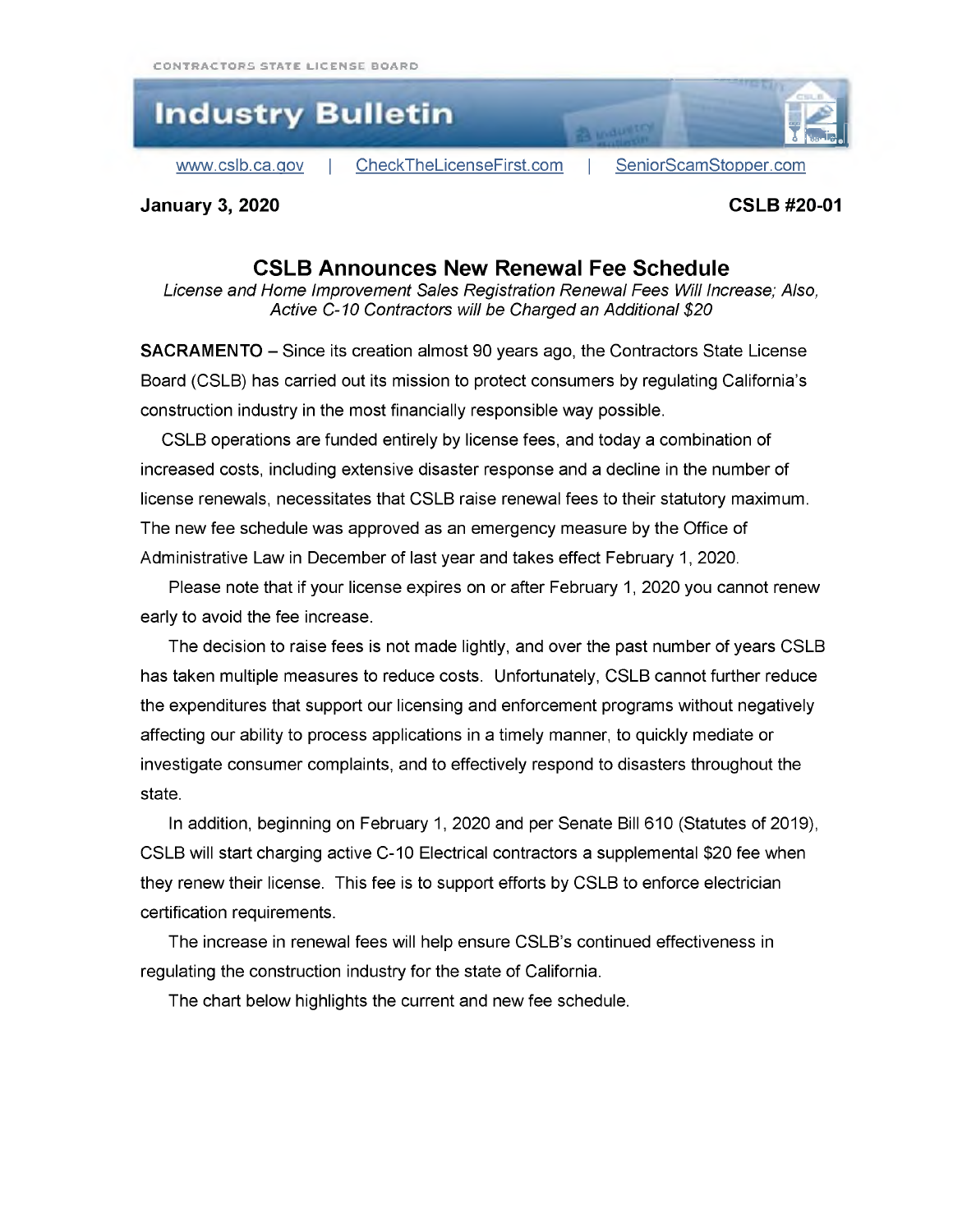CONTRACTORS STATE LICENSE BOARD

# Industry Bulletin

www.cslb.ca.gov | CheckTheLicenseFirst.com | SeniorScamStopper.com

**January 3, 2020** **CSLB #20-01**

## CSLB Announces New Renewal Fee Schedule

*License and Home Improvement Sales Registration Renewal Fees Will Increase; Also, Active C-10 Contractors will be Charged an Additional $20*

**SACRAMENTO** – Since its creation almost 90 years ago, the Contractors State License Board (CSLB) has carried out its mission to protect consumers by regulating California's construction industry in the most financially responsible way possible.

CSLB operations are funded entirely by license fees, and today a combination of increased costs, including extensive disaster response and a decline in the number of license renewals, necessitates that CSLB raise renewal fees to their statutory maximum. The new fee schedule was approved as an emergency measure by the Office of Administrative Law in December of last year and takes effect February 1, 2020.

Please note that if your license expires on or after February 1, 2020 you cannot renew early to avoid the fee increase.

The decision to raise fees is not made lightly, and over the past number of years CSLB has taken multiple measures to reduce costs. Unfortunately, CSLB cannot further reduce the expenditures that support our licensing and enforcement programs without negatively affecting our ability to process applications in a timely manner, to quickly mediate or investigate consumer complaints, and to effectively respond to disasters throughout the state.

In addition, beginning on February 1, 2020 and per Senate Bill 610 (Statutes of 2019), CSLB will start charging active C-10 Electrical contractors a supplemental $20 fee when they renew their license. This fee is to support efforts by CSLB to enforce electrician certification requirements.

The increase in renewal fees will help ensure CSLB's continued effectiveness in regulating the construction industry for the state of California.

The chart below highlights the current and new fee schedule.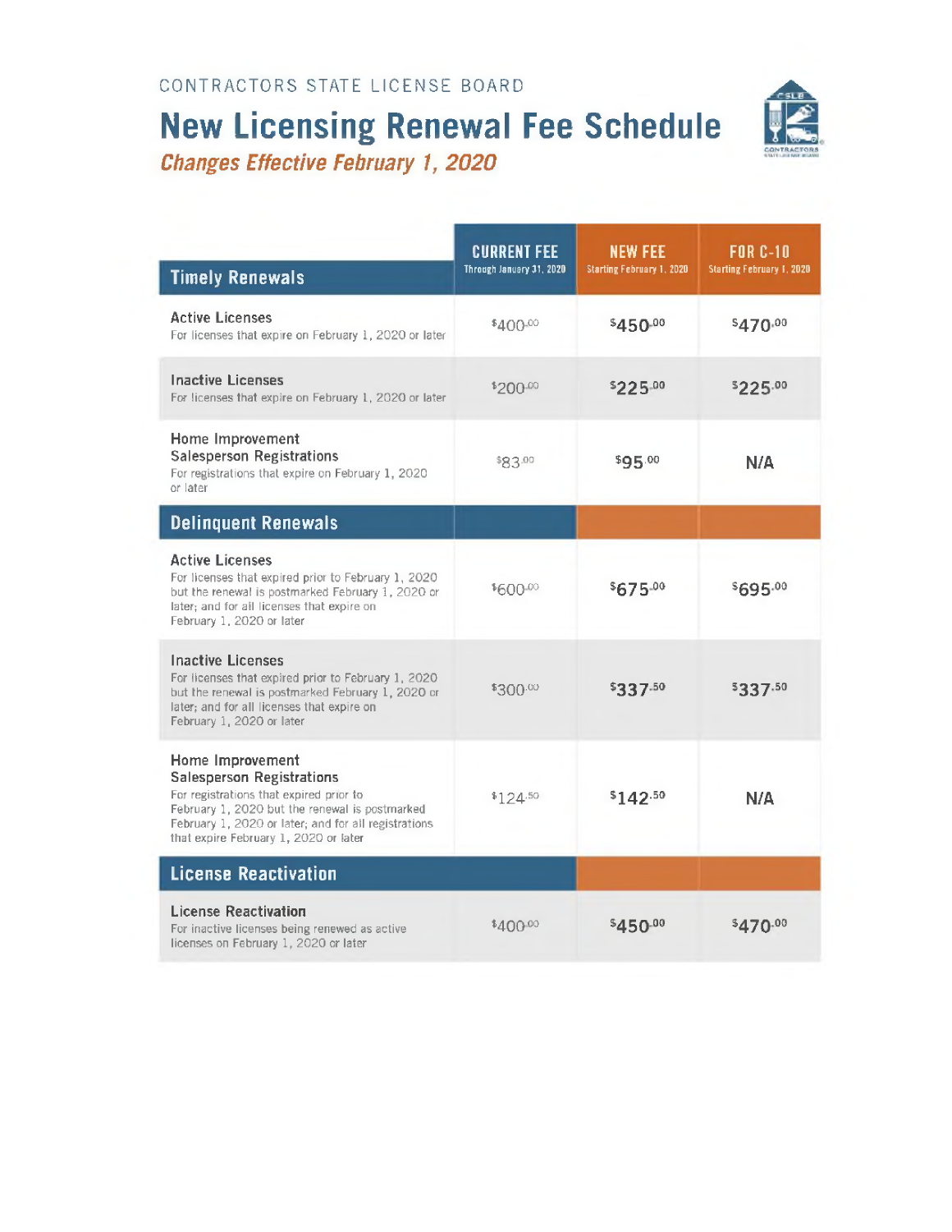CONTRACTORS STATE LICENSE BOARD

# New Licensing Renewal Fee Schedule

***Changes Effective February 1, 2020***

| Timely Renewals | CURRENT FEE Through January 31, 2020 | NEW FEE Starting February 1, 2020 | FOR C-10 Starting February 1, 2020 |
|---|---|---|---|
| **Active Licenses** For licenses that expire on February 1, 2020 or later | $400.00 | $450.00 | $470.00 |
| **Inactive Licenses** For licenses that expire on February 1, 2020 or later | $200.00 | $225.00 | $225.00 |
| **Home Improvement Salesperson Registrations** For registrations that expire on February 1, 2020 or later | $83.00 | $95.00 | N/A |
| **Delinquent Renewals** | | | |
| **Active Licenses** For licenses that expired prior to February 1, 2020 but the renewal is postmarked February 1, 2020 or later; and for all licenses that expire on February 1, 2020 or later | $600.00 | $675.00 | $695.00 |
| **Inactive Licenses** For licenses that expired prior to February 1, 2020 but the renewal is postmarked February 1, 2020 or later; and for all licenses that expire on February 1, 2020 or later | $300.00 | $337.50 | $337.50 |
| **Home Improvement Salesperson Registrations** For registrations that expired prior to February 1, 2020 but the renewal is postmarked February 1, 2020 or later; and for all registrations that expire February 1, 2020 or later | $124.50 | $142.50 | N/A |
| **License Reactivation** | | | |
| **License Reactivation** For inactive licenses being renewed as active licenses on February 1, 2020 or later | $400.00 | $450.00 | $470.00 |